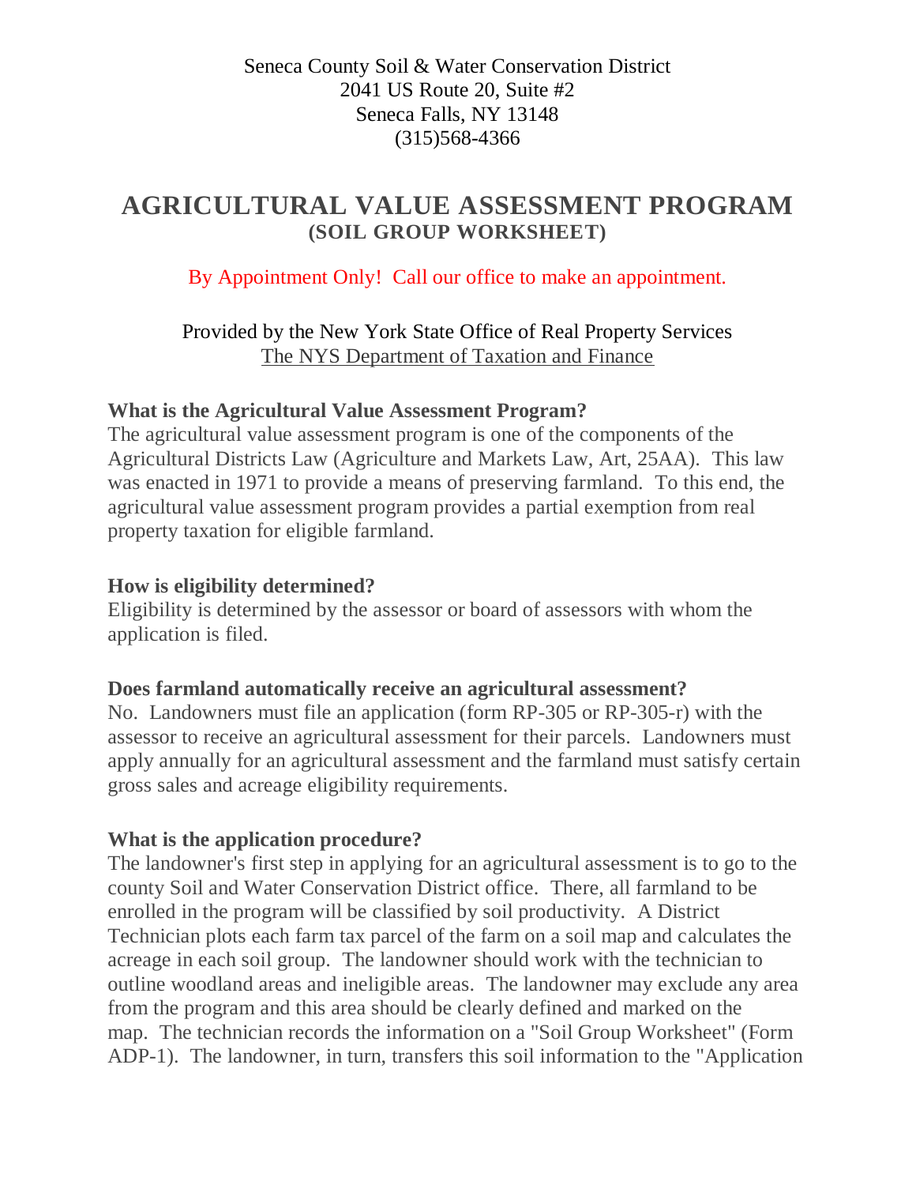Seneca County Soil & Water Conservation District
2041 US Route 20, Suite #2
Seneca Falls, NY 13148
(315)568-4366

# AGRICULTURAL VALUE ASSESSMENT PROGRAM

## (SOIL GROUP WORKSHEET)

By Appointment Only! Call our office to make an appointment.

Provided by the New York State Office of Real Property Services
The NYS Department of Taxation and Finance

**What is the Agricultural Value Assessment Program?**
The agricultural value assessment program is one of the components of the Agricultural Districts Law (Agriculture and Markets Law, Art, 25AA). This law was enacted in 1971 to provide a means of preserving farmland. To this end, the agricultural value assessment program provides a partial exemption from real property taxation for eligible farmland.

**How is eligibility determined?**
Eligibility is determined by the assessor or board of assessors with whom the application is filed.

**Does farmland automatically receive an agricultural assessment?**
No. Landowners must file an application (form RP-305 or RP-305-r) with the assessor to receive an agricultural assessment for their parcels. Landowners must apply annually for an agricultural assessment and the farmland must satisfy certain gross sales and acreage eligibility requirements.

**What is the application procedure?**
The landowner's first step in applying for an agricultural assessment is to go to the county Soil and Water Conservation District office. There, all farmland to be enrolled in the program will be classified by soil productivity. A District Technician plots each farm tax parcel of the farm on a soil map and calculates the acreage in each soil group. The landowner should work with the technician to outline woodland areas and ineligible areas. The landowner may exclude any area from the program and this area should be clearly defined and marked on the map. The technician records the information on a "Soil Group Worksheet" (Form ADP-1). The landowner, in turn, transfers this soil information to the "Application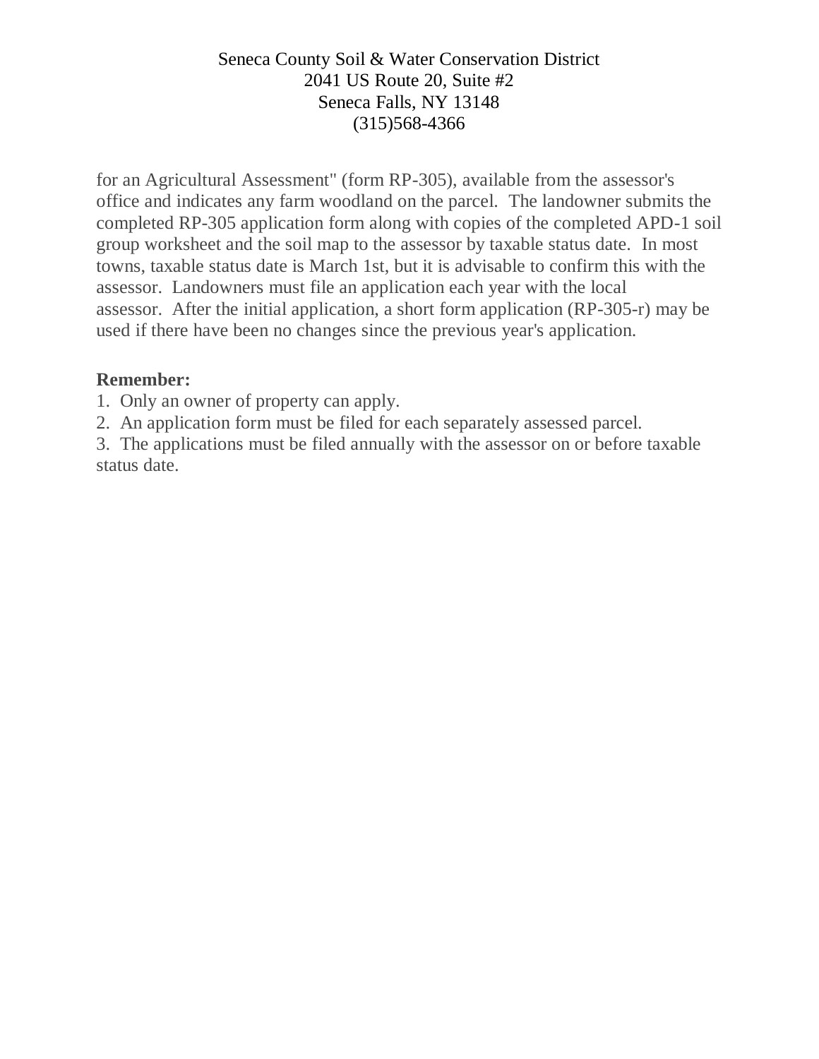for an Agricultural Assessment" (form RP-305), available from the assessor's office and indicates any farm woodland on the parcel. The landowner submits the completed RP-305 application form along with copies of the completed APD-1 soil group worksheet and the soil map to the assessor by taxable status date. In most towns, taxable status date is March 1st, but it is advisable to confirm this with the assessor. Landowners must file an application each year with the local assessor. After the initial application, a short form application (RP-305-r) may be used if there have been no changes since the previous year's application.

**Remember:**

1. Only an owner of property can apply.
2. An application form must be filed for each separately assessed parcel.
3. The applications must be filed annually with the assessor on or before taxable status date.